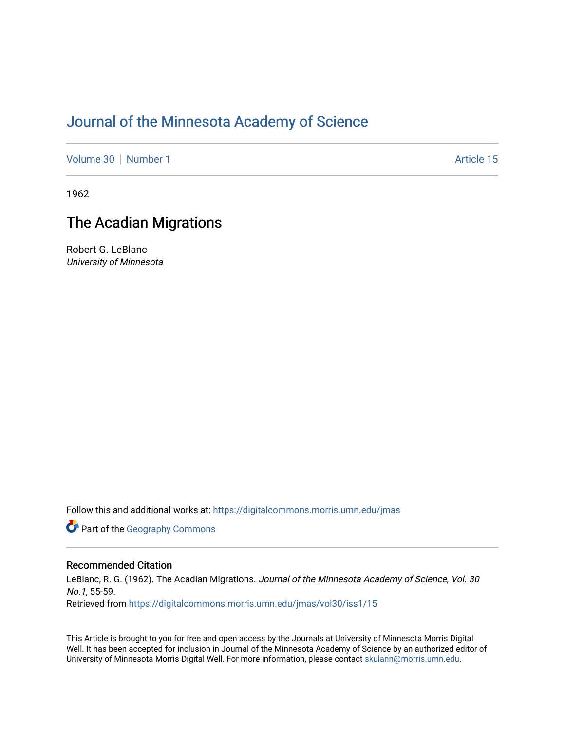# Journal of the Minnesota Academy of Science

Volume 30 | Number 1 Article 15

1962

## The Acadian Migrations

Robert G. LeBlanc
*University of Minnesota*

Follow this and additional works at: https://digitalcommons.morris.umn.edu/jmas

Part of the Geography Commons

### Recommended Citation

LeBlanc, R. G. (1962). The Acadian Migrations. *Journal of the Minnesota Academy of Science, Vol. 30 No.1*, 55-59.
Retrieved from https://digitalcommons.morris.umn.edu/jmas/vol30/iss1/15

This Article is brought to you for free and open access by the Journals at University of Minnesota Morris Digital Well. It has been accepted for inclusion in Journal of the Minnesota Academy of Science by an authorized editor of University of Minnesota Morris Digital Well. For more information, please contact skulann@morris.umn.edu.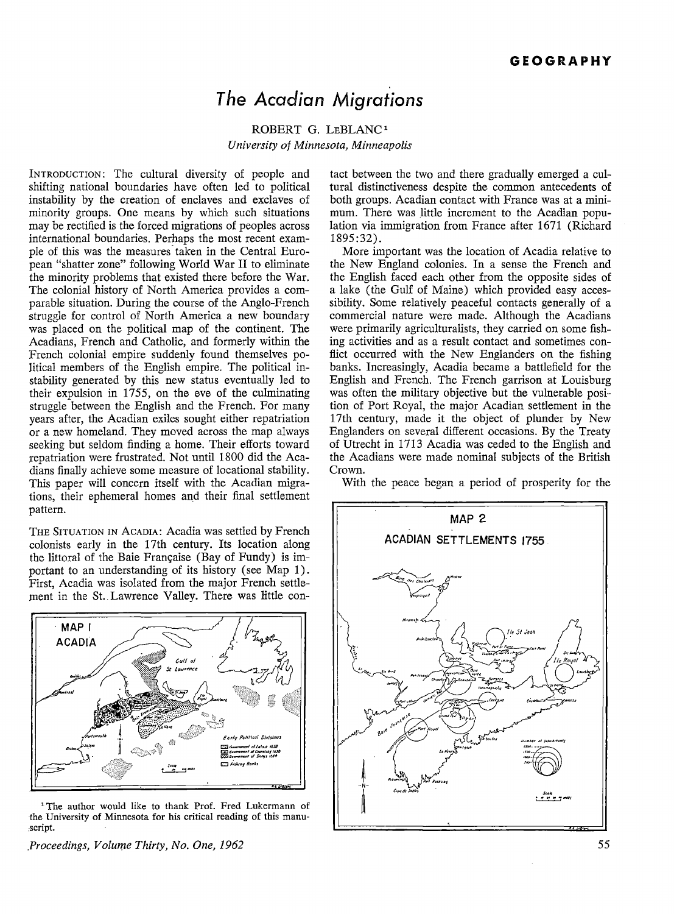## The Acadian Migrations

ROBERT G. LEBLANC[1]
*University of Minnesota, Minneapolis*

INTRODUCTION: The cultural diversity of people and shifting national boundaries have often led to political instability by the creation of enclaves and exclaves of minority groups. One means by which such situations may be rectified is the forced migrations of peoples across international boundaries. Perhaps the most recent example of this was the measures taken in the Central European "shatter zone" following World War II to eliminate the minority problems that existed there before the War. The colonial history of North America provides a comparable situation. During the course of the Anglo-French struggle for control of North America a new boundary was placed on the political map of the continent. The Acadians, French and Catholic, and formerly within the French colonial empire suddenly found themselves political members of the English empire. The political instability generated by this new status eventually led to their expulsion in 1755, on the eve of the culminating struggle between the English and the French. For many years after, the Acadian exiles sought either repatriation or a new homeland. They moved across the map always seeking but seldom finding a home. Their efforts toward repatriation were frustrated. Not until 1800 did the Acadians finally achieve some measure of locational stability. This paper will concern itself with the Acadian migrations, their ephemeral homes and their final settlement pattern.

THE SITUATION IN ACADIA: Acadia was settled by French colonists early in the 17th century. Its location along the littoral of the Baie Française (Bay of Fundy) is important to an understanding of its history (see Map 1). First, Acadia was isolated from the major French settlement in the St. Lawrence Valley. There was little contact between the two and there gradually emerged a cultural distinctiveness despite the common antecedents of both groups. Acadian contact with France was at a minimum. There was little increment to the Acadian population via immigration from France after 1671 (Richard 1895:32).

More important was the location of Acadia relative to the New England colonies. In a sense the French and the English faced each other from the opposite sides of a lake (the Gulf of Maine) which provided easy accessibility. Some relatively peaceful contacts generally of a commercial nature were made. Although the Acadians were primarily agriculturalists, they carried on some fishing activities and as a result contact and sometimes conflict occurred with the New Englanders on the fishing banks. Increasingly, Acadia became a battlefield for the English and French. The French garrison at Louisburg was often the military objective but the vulnerable position of Port Royal, the major Acadian settlement in the 17th century, made it the object of plunder by New Englanders on several different occasions. By the Treaty of Utrecht in 1713 Acadia was ceded to the English and the Acadians were made nominal subjects of the British Crown.

With the peace began a period of prosperity for the

MAP I
ACADIA

Early Political Divisions
Government of Latour 1638
Government of Charnisay 1638
Government of Denys 1654
Fishing Banks

MAP 2
ACADIAN SETTLEMENTS 1755

[1] The author would like to thank Prof. Fred Lukermann of the University of Minnesota for his critical reading of this manuscript.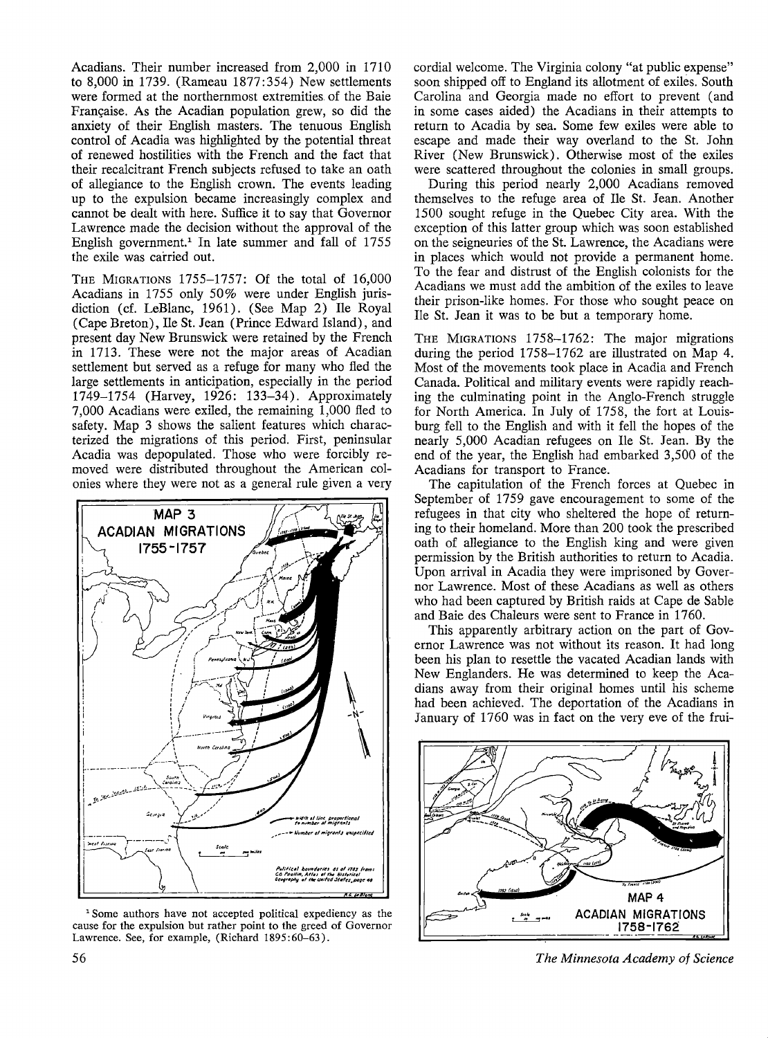Acadians. Their number increased from 2,000 in 1710 to 8,000 in 1739. (Rameau 1877:354) New settlements were formed at the northernmost extremities of the Baie Française. As the Acadian population grew, so did the anxiety of their English masters. The tenuous English control of Acadia was highlighted by the potential threat of renewed hostilities with the French and the fact that their recalcitrant French subjects refused to take an oath of allegiance to the English crown. The events leading up to the expulsion became increasingly complex and cannot be dealt with here. Suffice it to say that Governor Lawrence made the decision without the approval of the English government.[1] In late summer and fall of 1755 the exile was carried out.

THE MIGRATIONS 1755–1757: Of the total of 16,000 Acadians in 1755 only 50% were under English jurisdiction (cf. LeBlanc, 1961). (See Map 2) Ile Royal (Cape Breton), Ile St. Jean (Prince Edward Island), and present day New Brunswick were retained by the French in 1713. These were not the major areas of Acadian settlement but served as a refuge for many who fled the large settlements in anticipation, especially in the period 1749–1754 (Harvey, 1926: 133–34). Approximately 7,000 Acadians were exiled, the remaining 1,000 fled to safety. Map 3 shows the salient features which characterized the migrations of this period. First, peninsular Acadia was depopulated. Those who were forcibly removed were distributed throughout the American colonies where they were not as a general rule given a very cordial welcome. The Virginia colony "at public expense" soon shipped off to England its allotment of exiles. South Carolina and Georgia made no effort to prevent (and in some cases aided) the Acadians in their attempts to return to Acadia by sea. Some few exiles were able to escape and made their way overland to the St. John River (New Brunswick). Otherwise most of the exiles were scattered throughout the colonies in small groups.

During this period nearly 2,000 Acadians removed themselves to the refuge area of Ile St. Jean. Another 1500 sought refuge in the Quebec City area. With the exception of this latter group which was soon established on the seigneuries of the St. Lawrence, the Acadians were in places which would not provide a permanent home. To the fear and distrust of the English colonists for the Acadians we must add the ambition of the exiles to leave their prison-like homes. For those who sought peace on Ile St. Jean it was to be but a temporary home.

THE MIGRATIONS 1758–1762: The major migrations during the period 1758–1762 are illustrated on Map 4. Most of the movements took place in Acadia and French Canada. Political and military events were rapidly reaching the culminating point in the Anglo-French struggle for North America. In July of 1758, the fort at Louisburg fell to the English and with it fell the hopes of the nearly 5,000 Acadian refugees on Ile St. Jean. By the end of the year, the English had embarked 3,500 of the Acadians for transport to France.

The capitulation of the French forces at Quebec in September of 1759 gave encouragement to some of the refugees in that city who sheltered the hope of returning to their homeland. More than 200 took the prescribed oath of allegiance to the English king and were given permission by the British authorities to return to Acadia. Upon arrival in Acadia they were imprisoned by Governor Lawrence. Most of these Acadians as well as others who had been captured by British raids at Cape de Sable and Baie des Chaleurs were sent to France in 1760.

This apparently arbitrary action on the part of Governor Lawrence was not without its reason. It had long been his plan to resettle the vacated Acadian lands with New Englanders. He was determined to keep the Acadians away from their original homes until his scheme had been achieved. The deportation of the Acadians in January of 1760 was in fact on the very eve of the frui-

MAP 3
ACADIAN MIGRATIONS
1755-1757

MAP 4
ACADIAN MIGRATIONS
1758-1762

[1] Some authors have not accepted political expediency as the cause for the expulsion but rather point to the greed of Governor Lawrence. See, for example, (Richard 1895:60–63).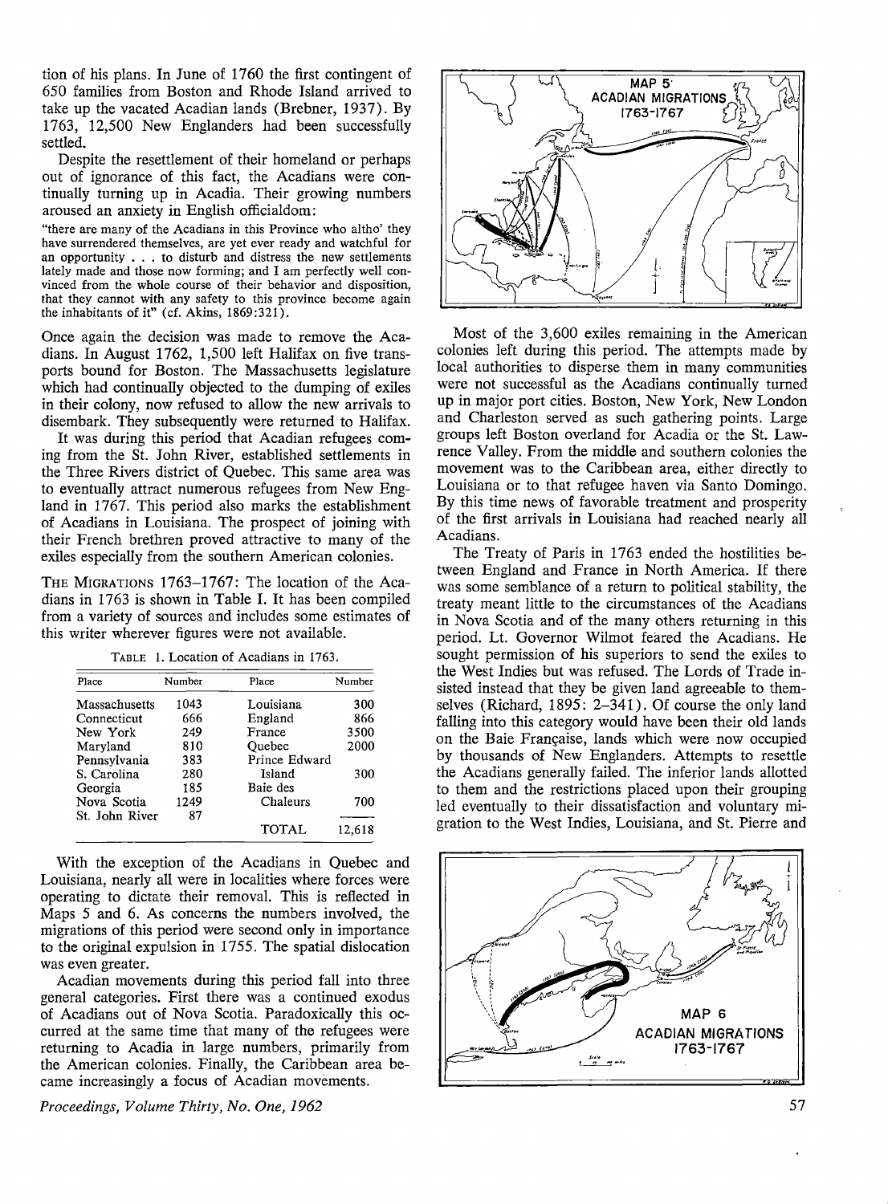tion of his plans. In June of 1760 the first contingent of 650 families from Boston and Rhode Island arrived to take up the vacated Acadian lands (Brebner, 1937). By 1763, 12,500 New Englanders had been successfully settled.

Despite the resettlement of their homeland or perhaps out of ignorance of this fact, the Acadians were continually turning up in Acadia. Their growing numbers aroused an anxiety in English officialdom:

"there are many of the Acadians in this Province who altho' they have surrendered themselves, are yet ever ready and watchful for an opportunity . . . to disturb and distress the new settlements lately made and those now forming; and I am perfectly well convinced from the whole course of their behavior and disposition, that they cannot with any safety to this province become again the inhabitants of it" (cf. Akins, 1869:321).

Once again the decision was made to remove the Acadians. In August 1762, 1,500 left Halifax on five transports bound for Boston. The Massachusetts legislature which had continually objected to the dumping of exiles in their colony, now refused to allow the new arrivals to disembark. They subsequently were returned to Halifax.

It was during this period that Acadian refugees coming from the St. John River, established settlements in the Three Rivers district of Quebec. This same area was to eventually attract numerous refugees from New England in 1767. This period also marks the establishment of Acadians in Louisiana. The prospect of joining with their French brethren proved attractive to many of the exiles especially from the southern American colonies.

THE MIGRATIONS 1763–1767: The location of the Acadians in 1763 is shown in Table I. It has been compiled from a variety of sources and includes some estimates of this writer wherever figures were not available.

TABLE 1. Location of Acadians in 1763.

| Place | Number | Place | Number |
|---|---|---|---|
| Massachusetts | 1043 | Louisiana | 300 |
| Connecticut | 666 | England | 866 |
| New York | 249 | France | 3500 |
| Maryland | 810 | Quebec | 2000 |
| Pennsylvania | 383 | Prince Edward Island | 300 |
| S. Carolina | 280 | | |
| Georgia | 185 | Baie des Chaleurs | 700 |
| Nova Scotia | 1249 | | |
| St. John River | 87 | | |
| | | TOTAL | 12,618 |

With the exception of the Acadians in Quebec and Louisiana, nearly all were in localities where forces were operating to dictate their removal. This is reflected in Maps 5 and 6. As concerns the numbers involved, the migrations of this period were second only in importance to the original expulsion in 1755. The spatial dislocation was even greater.

Acadian movements during this period fall into three general categories. First there was a continued exodus of Acadians out of Nova Scotia. Paradoxically this occurred at the same time that many of the refugees were returning to Acadia in large numbers, primarily from the American colonies. Finally, the Caribbean area became increasingly a focus of Acadian movements.

MAP 5 ACADIAN MIGRATIONS 1763-1767

Most of the 3,600 exiles remaining in the American colonies left during this period. The attempts made by local authorities to disperse them in many communities were not successful as the Acadians continually turned up in major port cities. Boston, New York, New London and Charleston served as such gathering points. Large groups left Boston overland for Acadia or the St. Lawrence Valley. From the middle and southern colonies the movement was to the Caribbean area, either directly to Louisiana or to that refugee haven via Santo Domingo. By this time news of favorable treatment and prosperity of the first arrivals in Louisiana had reached nearly all Acadians.

The Treaty of Paris in 1763 ended the hostilities between England and France in North America. If there was some semblance of a return to political stability, the treaty meant little to the circumstances of the Acadians in Nova Scotia and of the many others returning in this period. Lt. Governor Wilmot feared the Acadians. He sought permission of his superiors to send the exiles to the West Indies but was refused. The Lords of Trade insisted instead that they be given land agreeable to themselves (Richard, 1895: 2–341). Of course the only land falling into this category would have been their old lands on the Baie Française, lands which were now occupied by thousands of New Englanders. Attempts to resettle the Acadians generally failed. The inferior lands allotted to them and the restrictions placed upon their grouping led eventually to their dissatisfaction and voluntary migration to the West Indies, Louisiana, and St. Pierre and

MAP 6 ACADIAN MIGRATIONS 1763-1767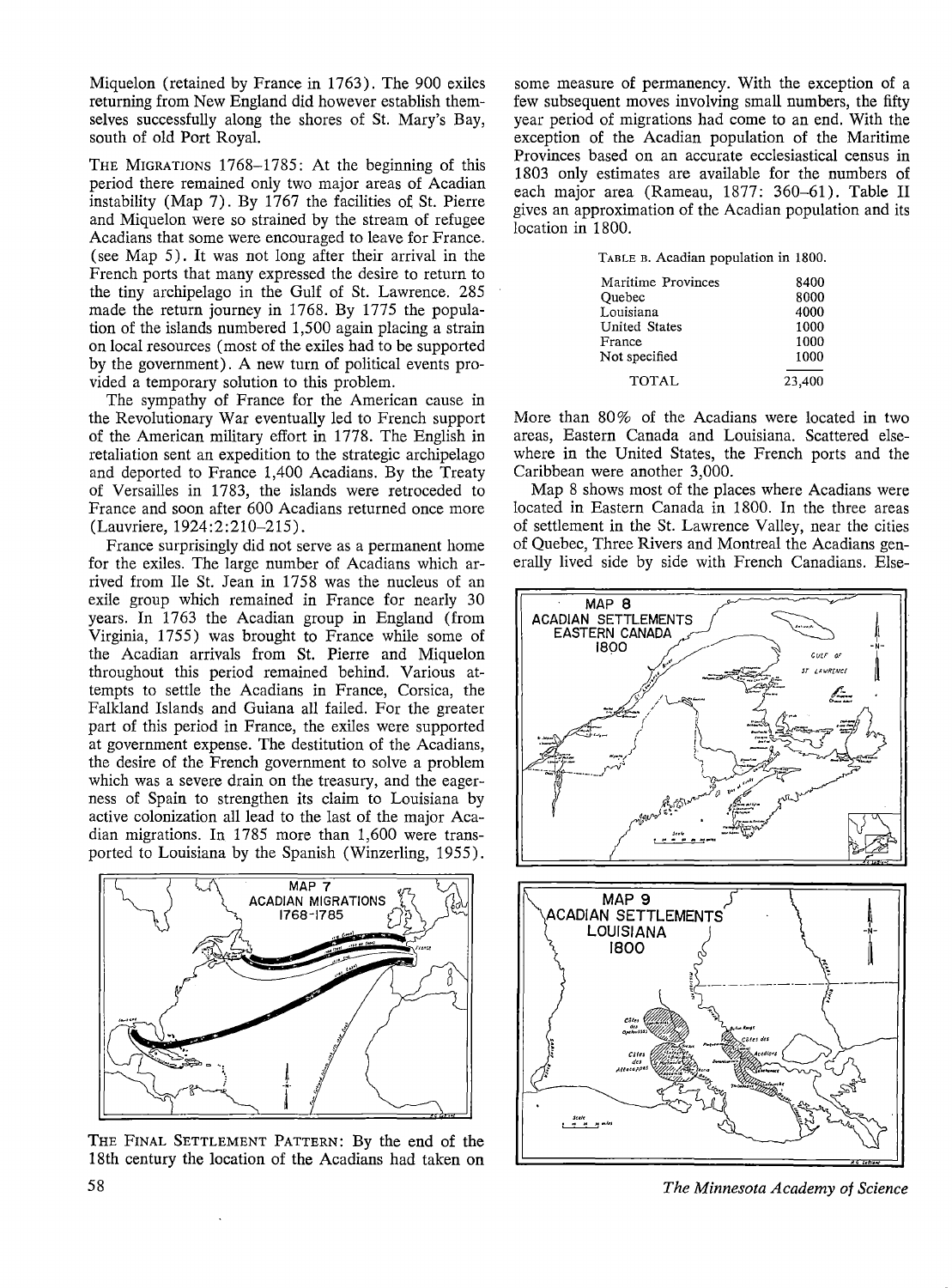Miquelon (retained by France in 1763). The 900 exiles returning from New England did however establish themselves successfully along the shores of St. Mary's Bay, south of old Port Royal.

THE MIGRATIONS 1768–1785: At the beginning of this period there remained only two major areas of Acadian instability (Map 7). By 1767 the facilities of St. Pierre and Miquelon were so strained by the stream of refugee Acadians that some were encouraged to leave for France. (see Map 5). It was not long after their arrival in the French ports that many expressed the desire to return to the tiny archipelago in the Gulf of St. Lawrence. 285 made the return journey in 1768. By 1775 the population of the islands numbered 1,500 again placing a strain on local resources (most of the exiles had to be supported by the government). A new turn of political events provided a temporary solution to this problem.

The sympathy of France for the American cause in the Revolutionary War eventually led to French support of the American military effort in 1778. The English in retaliation sent an expedition to the strategic archipelago and deported to France 1,400 Acadians. By the Treaty of Versailles in 1783, the islands were retroceded to France and soon after 600 Acadians returned once more (Lauvriere, 1924:2:210–215).

France surprisingly did not serve as a permanent home for the exiles. The large number of Acadians which arrived from Ile St. Jean in 1758 was the nucleus of an exile group which remained in France for nearly 30 years. In 1763 the Acadian group in England (from Virginia, 1755) was brought to France while some of the Acadian arrivals from St. Pierre and Miquelon throughout this period remained behind. Various attempts to settle the Acadians in France, Corsica, the Falkland Islands and Guiana all failed. For the greater part of this period in France, the exiles were supported at government expense. The destitution of the Acadians, the desire of the French government to solve a problem which was a severe drain on the treasury, and the eagerness of Spain to strengthen its claim to Louisiana by active colonization all lead to the last of the major Acadian migrations. In 1785 more than 1,600 were transported to Louisiana by the Spanish (Winzerling, 1955).

MAP 7
ACADIAN MIGRATIONS
1768-1785

THE FINAL SETTLEMENT PATTERN: By the end of the 18th century the location of the Acadians had taken on some measure of permanency. With the exception of a few subsequent moves involving small numbers, the fifty year period of migrations had come to an end. With the exception of the Acadian population of the Maritime Provinces based on an accurate ecclesiastical census in 1803 only estimates are available for the numbers of each major area (Rameau, 1877: 360–61). Table II gives an approximation of the Acadian population and its location in 1800.

TABLE B. Acadian population in 1800.

| | |
|---|---|
| Maritime Provinces | 8400 |
| Quebec | 8000 |
| Louisiana | 4000 |
| United States | 1000 |
| France | 1000 |
| Not specified | 1000 |
| TOTAL | 23,400 |

More than 80% of the Acadians were located in two areas, Eastern Canada and Louisiana. Scattered elsewhere in the United States, the French ports and the Caribbean were another 3,000.

Map 8 shows most of the places where Acadians were located in Eastern Canada in 1800. In the three areas of settlement in the St. Lawrence Valley, near the cities of Quebec, Three Rivers and Montreal the Acadians generally lived side by side with French Canadians. Else-

MAP 8
ACADIAN SETTLEMENTS
EASTERN CANADA
1800

MAP 9
ACADIAN SETTLEMENTS
LOUISIANA
1800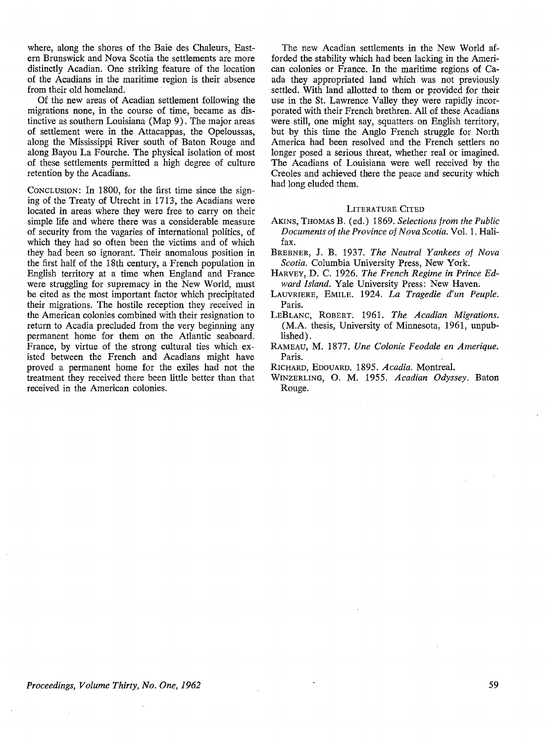where, along the shores of the Baie des Chaleurs, Eastern Brunswick and Nova Scotia the settlements are more distinctly Acadian. One striking feature of the location of the Acadians in the maritime region is their absence from their old homeland.

Of the new areas of Acadian settlement following the migrations none, in the course of time, became as distinctive as southern Louisiana (Map 9). The major areas of settlement were in the Attacappas, the Opeloussas, along the Mississippi River south of Baton Rouge and along Bayou La Fourche. The physical isolation of most of these settlements permitted a high degree of culture retention by the Acadians.

CONCLUSION: In 1800, for the first time since the signing of the Treaty of Utrecht in 1713, the Acadians were located in areas where they were free to carry on their simple life and where there was a considerable measure of security from the vagaries of international politics, of which they had so often been the victims and of which they had been so ignorant. Their anomalous position in the first half of the 18th century, a French population in English territory at a time when England and France were struggling for supremacy in the New World, must be cited as the most important factor which precipitated their migrations. The hostile reception they received in the American colonies combined with their resignation to return to Acadia precluded from the very beginning any permanent home for them on the Atlantic seaboard. France, by virtue of the strong cultural ties which existed between the French and Acadians might have proved a permanent home for the exiles had not the treatment they received there been little better than that received in the American colonies.

The new Acadian settlements in the New World afforded the stability which had been lacking in the American colonies or France. In the maritime regions of Caada they appropriated land which was not previously settled. With land allotted to them or provided for their use in the St. Lawrence Valley they were rapidly incorporated with their French brethren. All of these Acadians were still, one might say, squatters on English territory, but by this time the Anglo French struggle for North America had been resolved and the French settlers no longer posed a serious threat, whether real or imagined. The Acadians of Louisiana were well received by the Creoles and achieved there the peace and security which had long eluded them.

## LITERATURE CITED

AKINS, THOMAS B. (ed.) 1869. *Selections from the Public Documents of the Province of Nova Scotia.* Vol. 1. Halifax.

BREBNER, J. B. 1937. *The Neutral Yankees of Nova Scotia.* Columbia University Press, New York.

HARVEY, D. C. 1926. *The French Regime in Prince Edward Island.* Yale University Press: New Haven.

LAUVRIERE, EMILE. 1924. *La Tragedie d'un Peuple.* Paris.

LEBLANC, ROBERT. 1961. *The Acadian Migrations.* (M.A. thesis, University of Minnesota, 1961, unpublished).

RAMEAU, M. 1877. *Une Colonie Feodale en Amerique.* Paris.

RICHARD, EDOUARD. 1895. *Acadia.* Montreal.

WINZERLING, O. M. 1955. *Acadian Odyssey.* Baton Rouge.